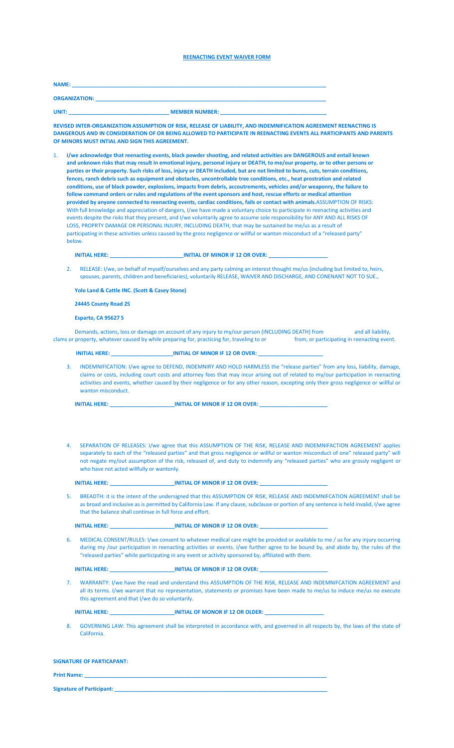# REENACTING EVENT WAIVER FORM

**NAME:** ___________________________________________________________________________

**ORGANIZATION:** ____________________________________________________________________

**UNIT:** ________________________________ **MEMBER NUMBER:** ___________________________________

**REVISED INTER-ORGANIZATION ASSUMPTION OF RISK, RELEASE OF LIABILITY, AND INDEMNIFICATION AGREEMENT REENACTING IS DANGEROUS AND IN CONSIDERATION OF OR BEING ALLOWED TO PARTICIPATE IN REENACTING EVENTS ALL PARTICIPANTS AND PARENTS OF MINORS MUST INTIAL AND SIGN THIS AGREEMENT.**

1. **I/we acknowledge that reenacting events, black powder shooting, and related activities are DANGEROUS and entail known and unknown risks that may result in emotional injury, personal injury or DEATH, to me/our property, or to other persons or parties or their property. Such risks of loss, injury or DEATH included, but are not limited to burns, cuts, terrain conditions, fences, ranch debris such as equipment and obstacles, uncontrollable tree conditions, etc., heat prostration and related conditions, use of black powder, explosions, impacts from debris, accoutrements, vehicles and/or weaponry, the failure to follow command orders or rules and regulations of the event sponsors and host, rescue efforts or medical attention provided by anyone connected to reenacting events, cardiac conditions, fails or contact with animals.**ASSUMPTION OF RISKS: With full knowledge and appreciation of dangers, I/we have made a voluntary choice to participate in reenacting activities and events despite the risks that they present, and I/we voluntarily agree to assume sole responsibility for ANY AND ALL RISKS OF LOSS, PROPRTY DAMAGE OR PERSONAL INJURY, INCLUDING DEATH, that may be sustained be me/us as a result of participating in these activities unless caused by the gross negligence or willful or wanton misconduct of a "released party" below.

   **INITIAL HERE:** ________________________ **INITIAL OF MINOR IF 12 OR OVER:** ____________________

2. RELEASE: I/we, on behalf of myself/ourselves and any party calming an interest thought me/us (including but limited to, heirs, spouses, parents, children and beneficiaries), voluntarily RELEASE, WAIVER AND DISCHARGE, AND CONENANT NOT TO SUE.,

   **Yolo Land & Cattle INC. (Scott & Casey Stone)**

   **24445 County Road 25**

   **Esparto, CA 95627 5**

   Demands, actions, loss or damage on account of any injury to my/our person (INCLUDING DEATH) from and all liability, clams or property, whatever caused by while preparing for, practicing for, traveling to or from, or participating in reenacting event.

   **INITIAL HERE:** ____________________ **INITIAL OF MINOR IF 12 OR OVER:** ______________________

3. INDEMNIFICATION: I/we agree to DEFEND, INDEMNIRY AND HOLD HARMLESS the "release parties" from any loss, liability, damage, claims or costs, including court costs and attorney fees that may incur arising out of related to my/our participation in reenacting activities and events, whether caused by their negligence or for any other reason, excepting only their gross negligence or willful or wanton misconduct.

   **INITIAL HERE:** ______________________ **INITIAL OF MINOR IF 12 OR OVER:** _______________________

4. SEPARATION OF RELEASES: I/we agree that this ASSUMPTION OF THE RISK, RELEASE AND INDEMNIFACTION AGREEMENT applies separately to each of the "released parties" and that gross negligence or willful or wanton misconduct of one" released party" will not negate my/out assumption of the risk, released of, and duty to indemnify any "released parties" who are grossly negligent or who have not acted willfully or wantonly.

   **INITIAL HERE:** ______________________ **INITIAL OF MINOR IF 12 OR OVER:** _______________________

5. BREADTH: it is the intent of the undersigned that this ASSUMPTION OF RISK, RELEASE AND INDEMNIFCATION AGREEMENT shall be as broad and inclusive as is permitted by California Law. If any clause, subclause or portion of any sentence is held invalid, I/we agree that the balance shall continue in full force and effort.

   **INITIAL HERE:** ______________________ **INITIAL OF MINOR IF 12 OR OVER:** _______________________

6. MEDICAL CONSENT/RULES: I/we consent to whatever medical care might be provided or available to me / us for any injury occurring during my /our participation in reenacting activities or events. I/we further agree to be bound by, and abide by, the rules of the "released parties" while participating in any event or activity sponsored by, affiliated with them.

   **INITIAL HERE:** ______________________ **INITIAL OF MINOR IF 12 OR OVER:** _______________________

7. WARRANTY: I/we have the read and understand this ASSUMPTION OF THE RISK, RELEASE AND INDEMNIFCATION AGREEMENT and all its terms. I/we warrant that no representation, statements or promises have been made to me/us to induce me/us no execute this agreement and that I/we do so voluntarily.

   **INITIAL HERE:** ______________________ **INITIAL OF MONOR IF 12 OR OLDER:** ____________________

8. GOVERNING LAW: This agreement shall be interpreted in accordance with, and governed in all respects by, the laws of the state of California.

**SIGNATURE OF PARTICAPANT:**

**Print Name:** ______________________________________________________________________________

**Signature of Participant:** _________________________________________________________________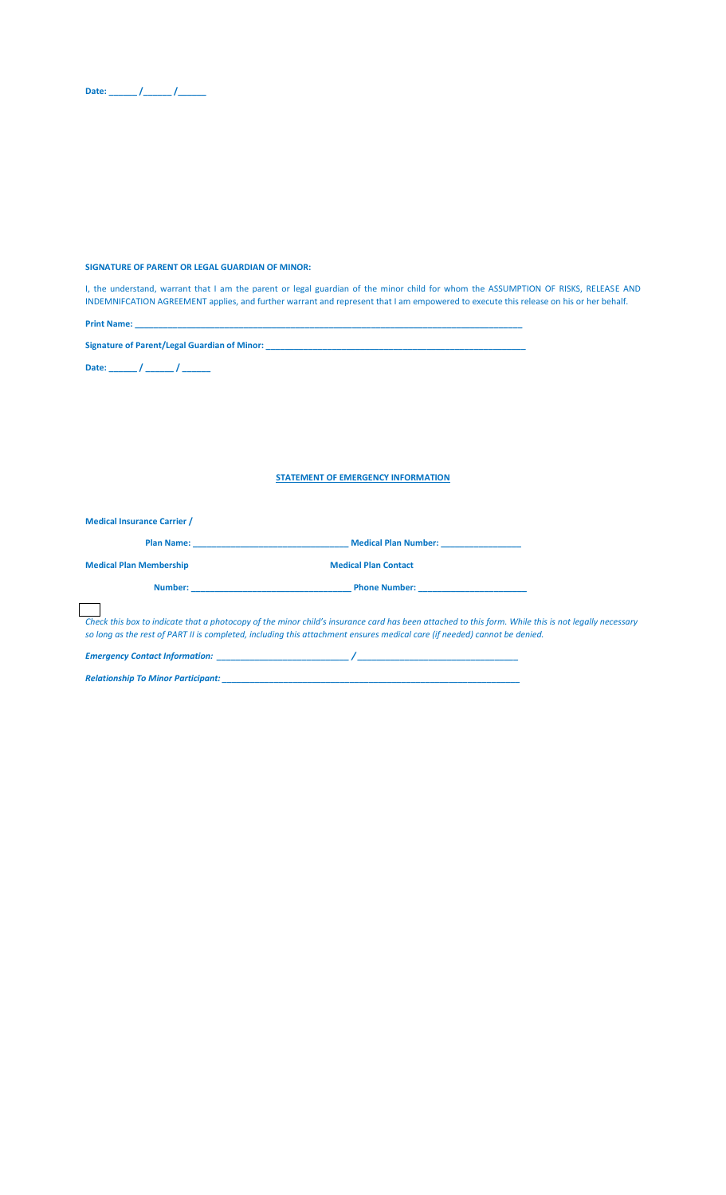**Date: ______ /______ /______**

**SIGNATURE OF PARENT OR LEGAL GUARDIAN OF MINOR:**

I, the understand, warrant that I am the parent or legal guardian of the minor child for whom the ASSUMPTION OF RISKS, RELEASE AND INDEMNIFCATION AGREEMENT applies, and further warrant and represent that I am empowered to execute this release on his or her behalf.

**Print Name: ________________________________________________________________________________**

**Signature of Parent/Legal Guardian of Minor: ________________________________________________________**

**Date: ______ / ______ / ______**

**STATEMENT OF EMERGENCY INFORMATION**

**Medical Insurance Carrier /**

**Plan Name: ________________________________ Medical Plan Number: _________________**

**Medical Plan Membership** **Medical Plan Contact**

**Number: _________________________________ Phone Number: ______________________**

☐

*Check this box to indicate that a photocopy of the minor child's insurance card has been attached to this form. While this is not legally necessary so long as the rest of PART II is completed, including this attachment ensures medical care (if needed) cannot be denied.*

***Emergency Contact Information: ___________________________ / _________________________________***

***Relationship To Minor Participant: ______________________________________________________________***